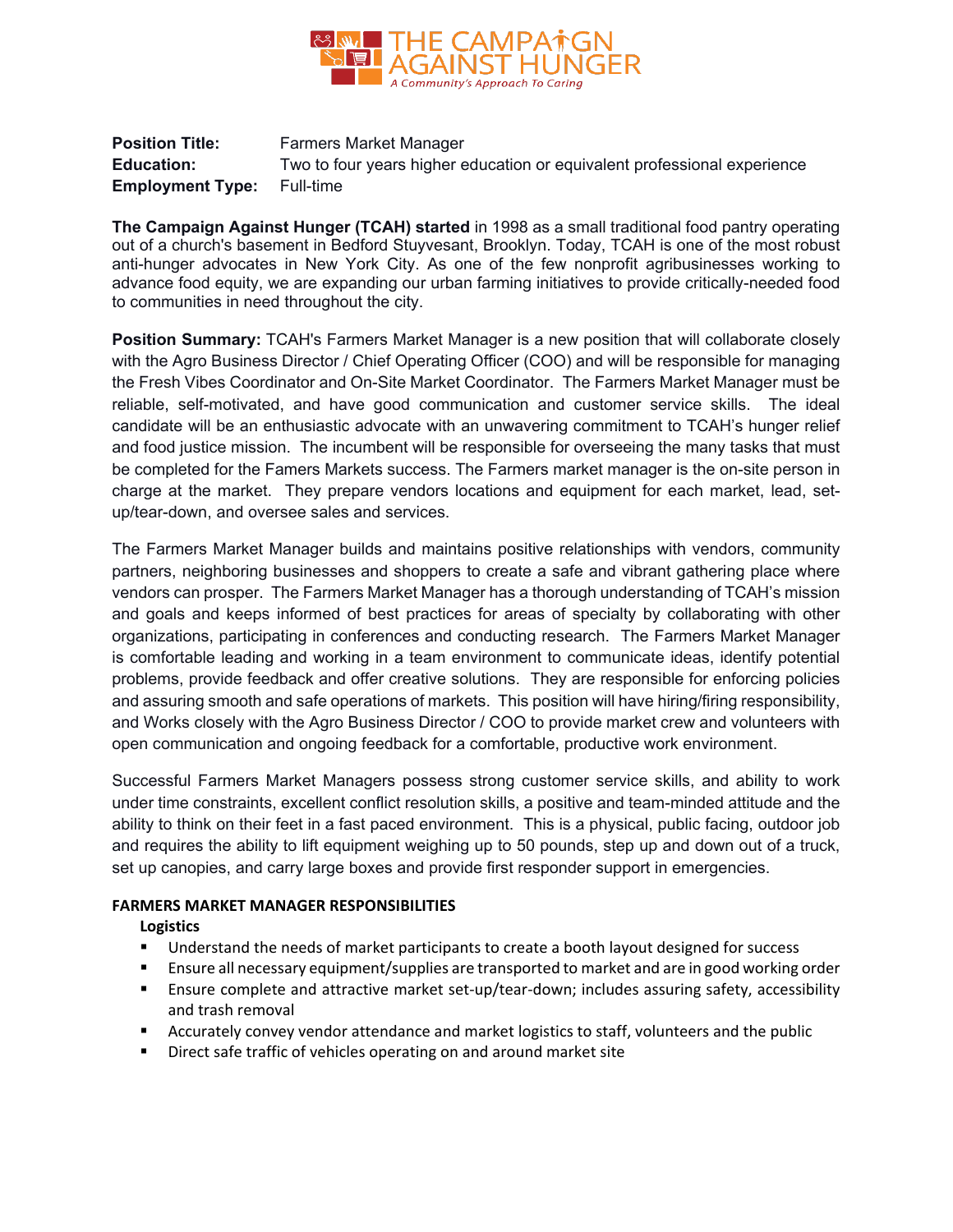THE CAMPAIGN AGAINST HUNGER
*A Community's Approach To Caring*

**Position Title:** Farmers Market Manager
**Education:** Two to four years higher education or equivalent professional experience
**Employment Type:** Full-time

**The Campaign Against Hunger (TCAH) started** in 1998 as a small traditional food pantry operating out of a church's basement in Bedford Stuyvesant, Brooklyn. Today, TCAH is one of the most robust anti-hunger advocates in New York City. As one of the few nonprofit agribusinesses working to advance food equity, we are expanding our urban farming initiatives to provide critically-needed food to communities in need throughout the city.

**Position Summary:** TCAH's Farmers Market Manager is a new position that will collaborate closely with the Agro Business Director / Chief Operating Officer (COO) and will be responsible for managing the Fresh Vibes Coordinator and On-Site Market Coordinator. The Farmers Market Manager must be reliable, self-motivated, and have good communication and customer service skills. The ideal candidate will be an enthusiastic advocate with an unwavering commitment to TCAH's hunger relief and food justice mission. The incumbent will be responsible for overseeing the many tasks that must be completed for the Famers Markets success. The Farmers market manager is the on-site person in charge at the market. They prepare vendors locations and equipment for each market, lead, set-up/tear-down, and oversee sales and services.

The Farmers Market Manager builds and maintains positive relationships with vendors, community partners, neighboring businesses and shoppers to create a safe and vibrant gathering place where vendors can prosper. The Farmers Market Manager has a thorough understanding of TCAH's mission and goals and keeps informed of best practices for areas of specialty by collaborating with other organizations, participating in conferences and conducting research. The Farmers Market Manager is comfortable leading and working in a team environment to communicate ideas, identify potential problems, provide feedback and offer creative solutions. They are responsible for enforcing policies and assuring smooth and safe operations of markets. This position will have hiring/firing responsibility, and Works closely with the Agro Business Director / COO to provide market crew and volunteers with open communication and ongoing feedback for a comfortable, productive work environment.

Successful Farmers Market Managers possess strong customer service skills, and ability to work under time constraints, excellent conflict resolution skills, a positive and team-minded attitude and the ability to think on their feet in a fast paced environment. This is a physical, public facing, outdoor job and requires the ability to lift equipment weighing up to 50 pounds, step up and down out of a truck, set up canopies, and carry large boxes and provide first responder support in emergencies.

**FARMERS MARKET MANAGER RESPONSIBILITIES**

**Logistics**

- Understand the needs of market participants to create a booth layout designed for success
- Ensure all necessary equipment/supplies are transported to market and are in good working order
- Ensure complete and attractive market set-up/tear-down; includes assuring safety, accessibility and trash removal
- Accurately convey vendor attendance and market logistics to staff, volunteers and the public
- Direct safe traffic of vehicles operating on and around market site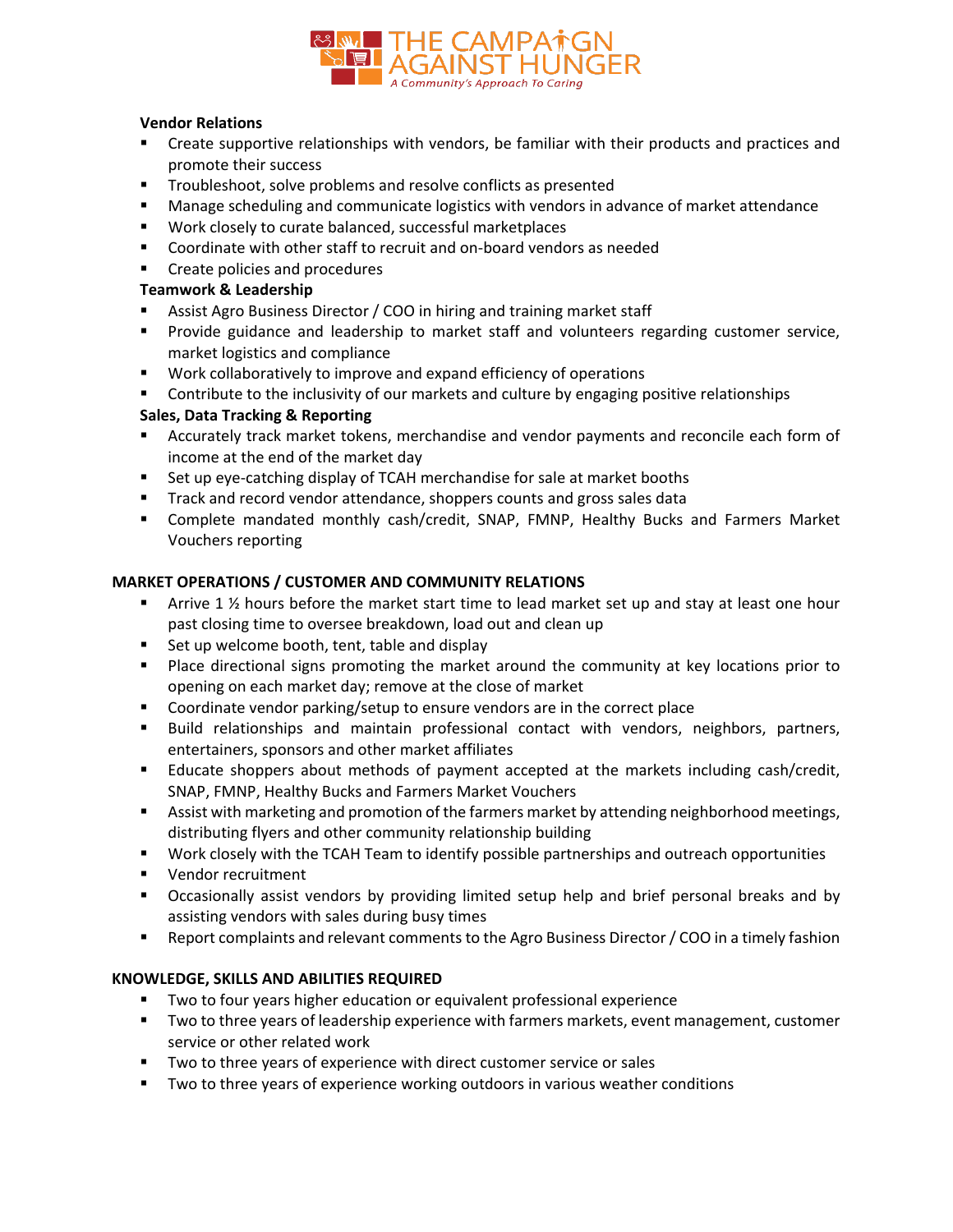**Vendor Relations**

- Create supportive relationships with vendors, be familiar with their products and practices and promote their success
- Troubleshoot, solve problems and resolve conflicts as presented
- Manage scheduling and communicate logistics with vendors in advance of market attendance
- Work closely to curate balanced, successful marketplaces
- Coordinate with other staff to recruit and on-board vendors as needed
- Create policies and procedures

**Teamwork & Leadership**

- Assist Agro Business Director / COO in hiring and training market staff
- Provide guidance and leadership to market staff and volunteers regarding customer service, market logistics and compliance
- Work collaboratively to improve and expand efficiency of operations
- Contribute to the inclusivity of our markets and culture by engaging positive relationships

**Sales, Data Tracking & Reporting**

- Accurately track market tokens, merchandise and vendor payments and reconcile each form of income at the end of the market day
- Set up eye-catching display of TCAH merchandise for sale at market booths
- Track and record vendor attendance, shoppers counts and gross sales data
- Complete mandated monthly cash/credit, SNAP, FMNP, Healthy Bucks and Farmers Market Vouchers reporting

## MARKET OPERATIONS / CUSTOMER AND COMMUNITY RELATIONS

- Arrive 1 ½ hours before the market start time to lead market set up and stay at least one hour past closing time to oversee breakdown, load out and clean up
- Set up welcome booth, tent, table and display
- Place directional signs promoting the market around the community at key locations prior to opening on each market day; remove at the close of market
- Coordinate vendor parking/setup to ensure vendors are in the correct place
- Build relationships and maintain professional contact with vendors, neighbors, partners, entertainers, sponsors and other market affiliates
- Educate shoppers about methods of payment accepted at the markets including cash/credit, SNAP, FMNP, Healthy Bucks and Farmers Market Vouchers
- Assist with marketing and promotion of the farmers market by attending neighborhood meetings, distributing flyers and other community relationship building
- Work closely with the TCAH Team to identify possible partnerships and outreach opportunities
- Vendor recruitment
- Occasionally assist vendors by providing limited setup help and brief personal breaks and by assisting vendors with sales during busy times
- Report complaints and relevant comments to the Agro Business Director / COO in a timely fashion

## KNOWLEDGE, SKILLS AND ABILITIES REQUIRED

- Two to four years higher education or equivalent professional experience
- Two to three years of leadership experience with farmers markets, event management, customer service or other related work
- Two to three years of experience with direct customer service or sales
- Two to three years of experience working outdoors in various weather conditions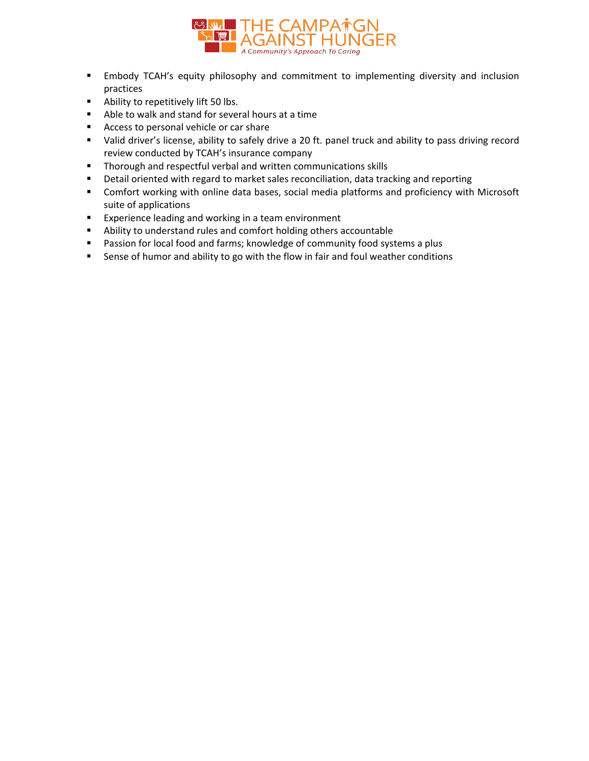- Embody TCAH's equity philosophy and commitment to implementing diversity and inclusion practices
- Ability to repetitively lift 50 lbs.
- Able to walk and stand for several hours at a time
- Access to personal vehicle or car share
- Valid driver's license, ability to safely drive a 20 ft. panel truck and ability to pass driving record review conducted by TCAH's insurance company
- Thorough and respectful verbal and written communications skills
- Detail oriented with regard to market sales reconciliation, data tracking and reporting
- Comfort working with online data bases, social media platforms and proficiency with Microsoft suite of applications
- Experience leading and working in a team environment
- Ability to understand rules and comfort holding others accountable
- Passion for local food and farms; knowledge of community food systems a plus
- Sense of humor and ability to go with the flow in fair and foul weather conditions